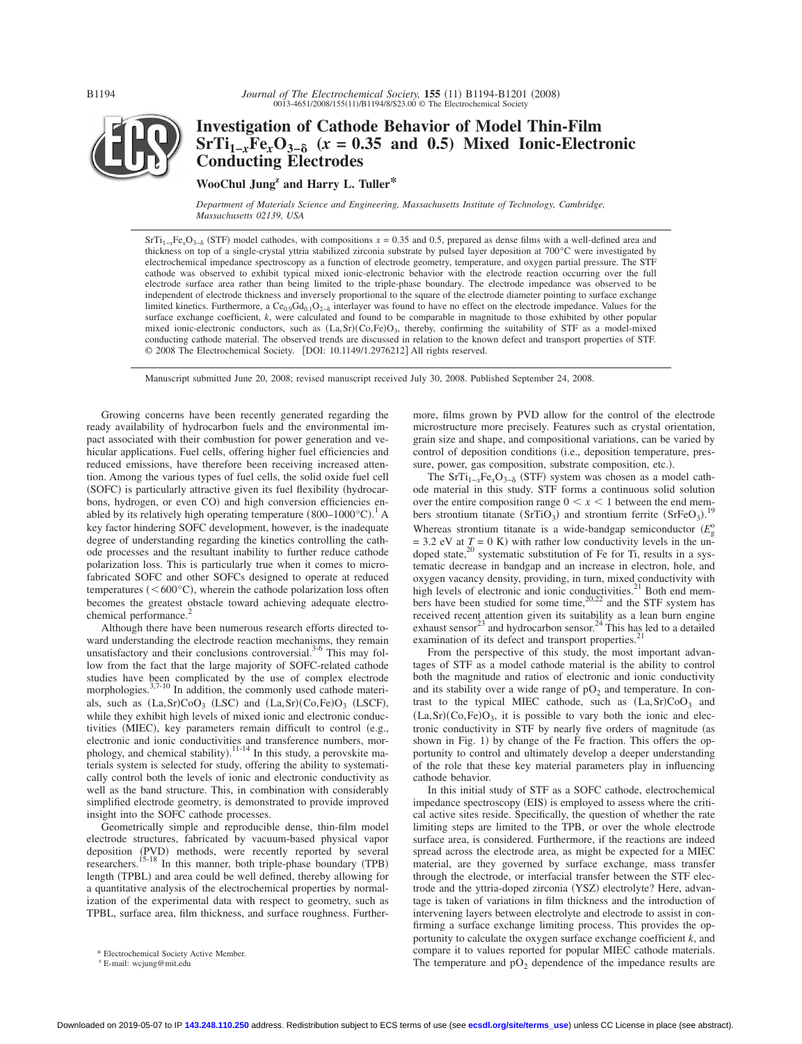# Investigation of Cathode Behavior of Model Thin-Film $SrTi_{1-x}Fe_xO_{3-\delta}$ ($x = 0.35$ and 0.5) Mixed Ionic-Electronic Conducting Electrodes

**WooChul Jung[z] and Harry L. Tuller[*]**

*Department of Materials Science and Engineering, Massachusetts Institute of Technology, Cambridge, Massachusetts 02139, USA*

$SrTi_{1-x}Fe_xO_{3-\delta}$ (STF) model cathodes, with compositions $x = 0.35$ and 0.5, prepared as dense films with a well-defined area and thickness on top of a single-crystal yttria stabilized zirconia substrate by pulsed layer deposition at 700°C were investigated by electrochemical impedance spectroscopy as a function of electrode geometry, temperature, and oxygen partial pressure. The STF cathode was observed to exhibit typical mixed ionic-electronic behavior with the electrode reaction occurring over the full electrode surface area rather than being limited to the triple-phase boundary. The electrode impedance was observed to be independent of electrode thickness and inversely proportional to the square of the electrode diameter pointing to surface exchange limited kinetics. Furthermore, a $Ce_{0.9}Gd_{0.1}O_{2-\delta}$ interlayer was found to have no effect on the electrode impedance. Values for the surface exchange coefficient, $k$, were calculated and found to be comparable in magnitude to those exhibited by other popular mixed ionic-electronic conductors, such as $(La,Sr)(Co,Fe)O_3$, thereby, confirming the suitability of STF as a model-mixed conducting cathode material. The observed trends are discussed in relation to the known defect and transport properties of STF.
© 2008 The Electrochemical Society. [DOI: 10.1149/1.2976212] All rights reserved.

Manuscript submitted June 20, 2008; revised manuscript received July 30, 2008. Published September 24, 2008.

Growing concerns have been recently generated regarding the ready availability of hydrocarbon fuels and the environmental impact associated with their combustion for power generation and vehicular applications. Fuel cells, offering higher fuel efficiencies and reduced emissions, have therefore been receiving increased attention. Among the various types of fuel cells, the solid oxide fuel cell (SOFC) is particularly attractive given its fuel flexibility (hydrocarbons, hydrogen, or even CO) and high conversion efficiencies enabled by its relatively high operating temperature (800–1000°C).[1] A key factor hindering SOFC development, however, is the inadequate degree of understanding regarding the kinetics controlling the cathode processes and the resultant inability to further reduce cathode polarization loss. This is particularly true when it comes to microfabricated SOFC and other SOFCs designed to operate at reduced temperatures (<600°C), wherein the cathode polarization loss often becomes the greatest obstacle toward achieving adequate electrochemical performance.[2]

Although there have been numerous research efforts directed toward understanding the electrode reaction mechanisms, they remain unsatisfactory and their conclusions controversial.[3-6] This may follow from the fact that the large majority of SOFC-related cathode studies have been complicated by the use of complex electrode morphologies.[3,7-10] In addition, the commonly used cathode materials, such as $(La,Sr)CoO_3$ (LSC) and $(La,Sr)(Co,Fe)O_3$ (LSCF), while they exhibit high levels of mixed ionic and electronic conductivities (MIEC), key parameters remain difficult to control (e.g., electronic and ionic conductivities and transference numbers, morphology, and chemical stability).[11-14] In this study, a perovskite materials system is selected for study, offering the ability to systematically control both the levels of ionic and electronic conductivity as well as the band structure. This, in combination with considerably simplified electrode geometry, is demonstrated to provide improved insight into the SOFC cathode processes.

Geometrically simple and reproducible dense, thin-film model electrode structures, fabricated by vacuum-based physical vapor deposition (PVD) methods, were recently reported by several researchers.[15-18] In this manner, both triple-phase boundary (TPB) length (TPBL) and area could be well defined, thereby allowing for a quantitative analysis of the electrochemical properties by normalization of the experimental data with respect to geometry, such as TPBL, surface area, film thickness, and surface roughness. Furthermore, films grown by PVD allow for the control of the electrode microstructure more precisely. Features such as crystal orientation, grain size and shape, and compositional variations, can be varied by control of deposition conditions (i.e., deposition temperature, pressure, power, gas composition, substrate composition, etc.).

The $SrTi_{1-x}Fe_xO_{3-\delta}$ (STF) system was chosen as a model cathode material in this study. STF forms a continuous solid solution over the entire composition range $0 < x < 1$ between the end members strontium titanate ($SrTiO_3$) and strontium ferrite ($SrFeO_3$).[19] Whereas strontium titanate is a wide-bandgap semiconductor ($E_g^o = 3.2$ eV at $T = 0$ K) with rather low conductivity levels in the undoped state,[20] systematic substitution of Fe for Ti, results in a systematic decrease in bandgap and an increase in electron, hole, and oxygen vacancy density, providing, in turn, mixed conductivity with high levels of electronic and ionic conductivities.[21] Both end members have been studied for some time,[20,22] and the STF system has received recent attention given its suitability as a lean burn engine exhaust sensor[23] and hydrocarbon sensor.[24] This has led to a detailed examination of its defect and transport properties.[21]

From the perspective of this study, the most important advantages of STF as a model cathode material is the ability to control both the magnitude and ratios of electronic and ionic conductivity and its stability over a wide range of $pO_2$ and temperature. In contrast to the typical MIEC cathode, such as $(La,Sr)CoO_3$ and $(La,Sr)(Co,Fe)O_3$, it is possible to vary both the ionic and electronic conductivity in STF by nearly five orders of magnitude (as shown in Fig. 1) by change of the Fe fraction. This offers the opportunity to control and ultimately develop a deeper understanding of the role that these key material parameters play in influencing cathode behavior.

In this initial study of STF as a SOFC cathode, electrochemical impedance spectroscopy (EIS) is employed to assess where the critical active sites reside. Specifically, the question of whether the rate limiting steps are limited to the TPB, or over the whole electrode surface area, is considered. Furthermore, if the reactions are indeed spread across the electrode area, as might be expected for a MIEC material, are they governed by surface exchange, mass transfer through the electrode, or interfacial transfer between the STF electrode and the yttria-doped zirconia (YSZ) electrolyte? Here, advantage is taken of variations in film thickness and the introduction of intervening layers between electrolyte and electrode to assist in confirming a surface exchange limiting process. This provides the opportunity to calculate the oxygen surface exchange coefficient $k$, and compare it to values reported for popular MIEC cathode materials. The temperature and $pO_2$ dependence of the impedance results are

[*] Electrochemical Society Active Member.
[z] E-mail: wcjung@mit.edu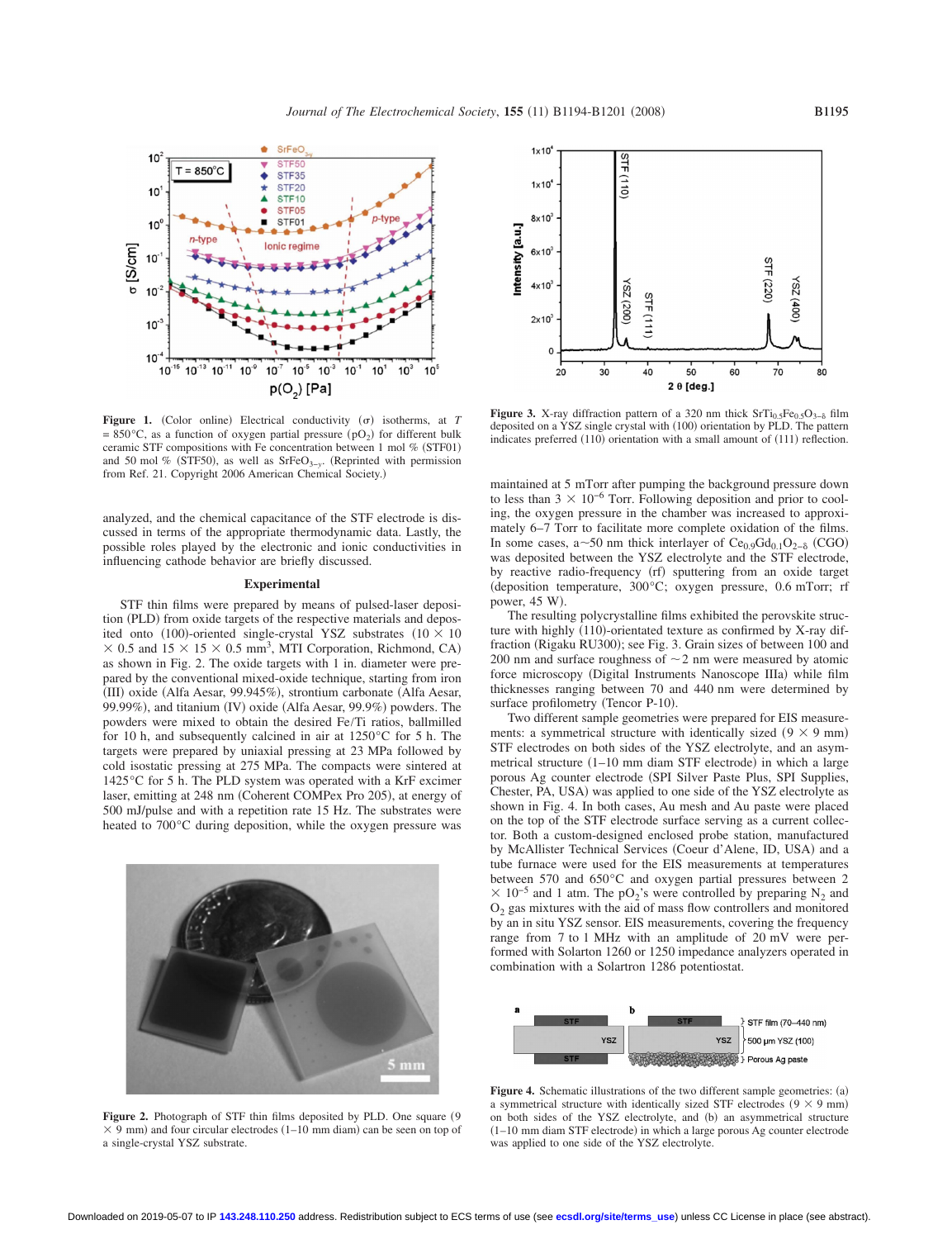**Figure 1.** (Color online) Electrical conductivity ($\sigma$) isotherms, at $T$ = 850°C, as a function of oxygen partial pressure ($pO_2$) for different bulk ceramic STF compositions with Fe concentration between 1 mol % (STF01) and 50 mol % (STF50), as well as $SrFeO_{3-y}$. (Reprinted with permission from Ref. 21. Copyright 2006 American Chemical Society.)

analyzed, and the chemical capacitance of the STF electrode is discussed in terms of the appropriate thermodynamic data. Lastly, the possible roles played by the electronic and ionic conductivities in influencing cathode behavior are briefly discussed.

## Experimental

STF thin films were prepared by means of pulsed-laser deposition (PLD) from oxide targets of the respective materials and deposited onto (100)-oriented single-crystal YSZ substrates ($10 \times 10 \times 0.5$ and $15 \times 15 \times 0.5$ mm$^3$, MTI Corporation, Richmond, CA) as shown in Fig. 2. The oxide targets with 1 in. diameter were prepared by the conventional mixed-oxide technique, starting from iron (III) oxide (Alfa Aesar, 99.945%), strontium carbonate (Alfa Aesar, 99.99%), and titanium (IV) oxide (Alfa Aesar, 99.9%) powders. The powders were mixed to obtain the desired Fe/Ti ratios, ballmilled for 10 h, and subsequently calcined in air at 1250°C for 5 h. The targets were prepared by uniaxial pressing at 23 MPa followed by cold isostatic pressing at 275 MPa. The compacts were sintered at 1425°C for 5 h. The PLD system was operated with a KrF excimer laser, emitting at 248 nm (Coherent COMPex Pro 205), at energy of 500 mJ/pulse and with a repetition rate 15 Hz. The substrates were heated to 700°C during deposition, while the oxygen pressure was maintained at 5 mTorr after pumping the background pressure down to less than $3 \times 10^{-6}$ Torr. Following deposition and prior to cooling, the oxygen pressure in the chamber was increased to approximately 6–7 Torr to facilitate more complete oxidation of the films. In some cases, a ~50 nm thick interlayer of $Ce_{0.9}Gd_{0.1}O_{2-\delta}$ (CGO) was deposited between the YSZ electrolyte and the STF electrode, by reactive radio-frequency (rf) sputtering from an oxide target (deposition temperature, 300°C; oxygen pressure, 0.6 mTorr; rf power, 45 W).

**Figure 2.** Photograph of STF thin films deposited by PLD. One square ($9 \times 9$ mm) and four circular electrodes (1–10 mm diam) can be seen on top of a single-crystal YSZ substrate.

**Figure 3.** X-ray diffraction pattern of a 320 nm thick $SrTi_{0.5}Fe_{0.5}O_{3-\delta}$ film deposited on a YSZ single crystal with (100) orientation by PLD. The pattern indicates preferred (110) orientation with a small amount of (111) reflection.

The resulting polycrystalline films exhibited the perovskite structure with highly (110)-orientated texture as confirmed by X-ray diffraction (Rigaku RU300); see Fig. 3. Grain sizes of between 100 and 200 nm and surface roughness of ~2 nm were measured by atomic force microscopy (Digital Instruments Nanoscope IIIa) while film thicknesses ranging between 70 and 440 nm were determined by surface profilometry (Tencor P-10).

Two different sample geometries were prepared for EIS measurements: a symmetrical structure with identically sized ($9 \times 9$ mm) STF electrodes on both sides of the YSZ electrolyte, and an asymmetrical structure (1–10 mm diam STF electrode) in which a large porous Ag counter electrode (SPI Silver Paste Plus, SPI Supplies, Chester, PA, USA) was applied to one side of the YSZ electrolyte as shown in Fig. 4. In both cases, Au mesh and Au paste were placed on the top of the STF electrode surface serving as a current collector. Both a custom-designed enclosed probe station, manufactured by McAllister Technical Services (Coeur d'Alene, ID, USA) and a tube furnace were used for the EIS measurements at temperatures between 570 and 650°C and oxygen partial pressures between $2 \times 10^{-5}$ and 1 atm. The $pO_2$'s were controlled by preparing $N_2$ and $O_2$ gas mixtures with the aid of mass flow controllers and monitored by an in situ YSZ sensor. EIS measurements, covering the frequency range from 7 to 1 MHz with an amplitude of 20 mV were performed with Solartron 1260 or 1250 impedance analyzers operated in combination with a Solartron 1286 potentiostat.

**Figure 4.** Schematic illustrations of the two different sample geometries: (a) a symmetrical structure with identically sized STF electrodes ($9 \times 9$ mm) on both sides of the YSZ electrolyte, and (b) an asymmetrical structure (1–10 mm diam STF electrode) in which a large porous Ag counter electrode was applied to one side of the YSZ electrolyte.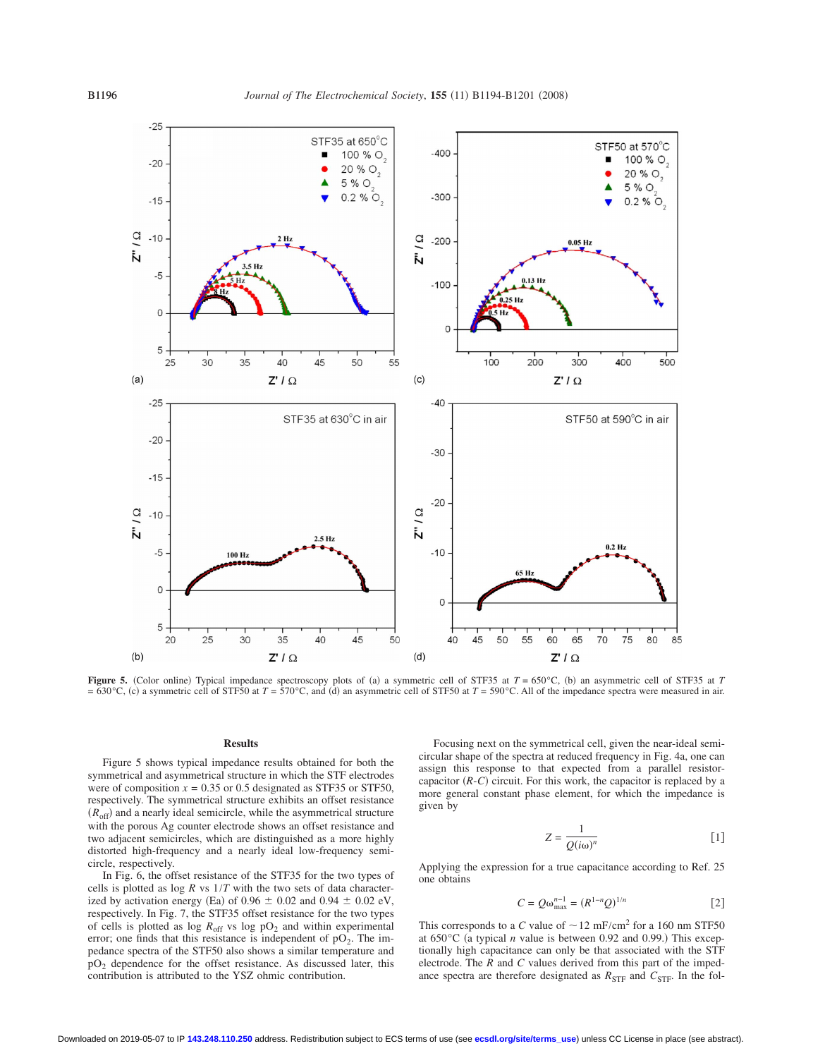**Figure 5.** (Color online) Typical impedance spectroscopy plots of (a) a symmetric cell of STF35 at $T = 650°C$, (b) an asymmetric cell of STF35 at $T = 630°C$, (c) a symmetric cell of STF50 at $T = 570°C$, and (d) an asymmetric cell of STF50 at $T = 590°C$. All of the impedance spectra were measured in air.

## Results

Figure 5 shows typical impedance results obtained for both the symmetrical and asymmetrical structure in which the STF electrodes were of composition $x = 0.35$ or 0.5 designated as STF35 or STF50, respectively. The symmetrical structure exhibits an offset resistance ($R_{off}$) and a nearly ideal semicircle, while the asymmetrical structure with the porous Ag counter electrode shows an offset resistance and two adjacent semicircles, which are distinguished as a more highly distorted high-frequency and a nearly ideal low-frequency semicircle, respectively.

In Fig. 6, the offset resistance of the STF35 for the two types of cells is plotted as log $R$ vs $1/T$ with the two sets of data characterized by activation energy (Ea) of $0.96 \pm 0.02$ and $0.94 \pm 0.02$ eV, respectively. In Fig. 7, the STF35 offset resistance for the two types of cells is plotted as log $R_{off}$ vs log $pO_2$ and within experimental error; one finds that this resistance is independent of $pO_2$. The impedance spectra of the STF50 also shows a similar temperature and $pO_2$ dependence for the offset resistance. As discussed later, this contribution is attributed to the YSZ ohmic contribution.

Focusing next on the symmetrical cell, given the near-ideal semicircular shape of the spectra at reduced frequency in Fig. 4a, one can assign this response to that expected from a parallel resistor-capacitor ($R$-$C$) circuit. For this work, the capacitor is replaced by a more general constant phase element, for which the impedance is given by

$$Z = \frac{1}{Q(i\omega)^n} \qquad [1]$$

Applying the expression for a true capacitance according to Ref. 25 one obtains

$$C = Q\omega_{max}^{n-1} = (R^{1-n}Q)^{1/n} \qquad [2]$$

This corresponds to a $C$ value of $\sim 12$ mF/cm$^2$ for a 160 nm STF50 at 650°C (a typical $n$ value is between 0.92 and 0.99.) This exceptionally high capacitance can only be that associated with the STF electrode. The $R$ and $C$ values derived from this part of the impedance spectra are therefore designated as $R_{STF}$ and $C_{STF}$. In the fol-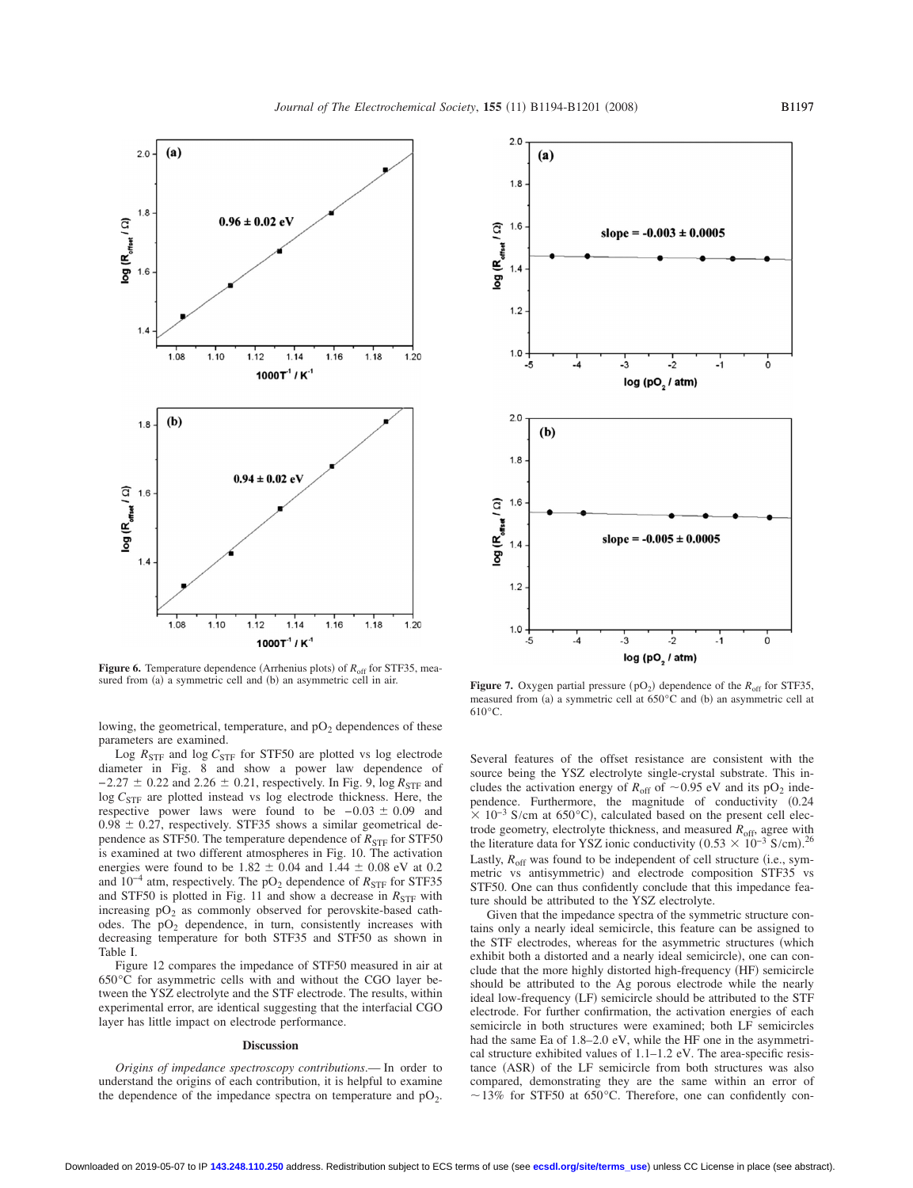**Figure 6.** Temperature dependence (Arrhenius plots) of $R_{off}$ for STF35, measured from (a) a symmetric cell and (b) an asymmetric cell in air.

**Figure 7.** Oxygen partial pressure ($pO_2$) dependence of the $R_{off}$ for STF35, measured from (a) a symmetric cell at 650°C and (b) an asymmetric cell at 610°C.

lowing, the geometrical, temperature, and $pO_2$ dependences of these parameters are examined.

Log $R_{STF}$ and log $C_{STF}$ for STF50 are plotted vs log electrode diameter in Fig. 8 and show a power law dependence of $-2.27 \pm 0.22$ and $2.26 \pm 0.21$, respectively. In Fig. 9, log $R_{STF}$ and log $C_{STF}$ are plotted instead vs log electrode thickness. Here, the respective power laws were found to be $-0.03 \pm 0.09$ and $0.98 \pm 0.27$, respectively. STF35 shows a similar geometrical dependence as STF50. The temperature dependence of $R_{STF}$ for STF50 is examined at two different atmospheres in Fig. 10. The activation energies were found to be $1.82 \pm 0.04$ and $1.44 \pm 0.08$ eV at 0.2 and $10^{-4}$ atm, respectively. The $pO_2$ dependence of $R_{STF}$ for STF35 and STF50 is plotted in Fig. 11 and show a decrease in $R_{STF}$ with increasing $pO_2$ as commonly observed for perovskite-based cathodes. The $pO_2$ dependence, in turn, consistently increases with decreasing temperature for both STF35 and STF50 as shown in Table I.

Figure 12 compares the impedance of STF50 measured in air at 650°C for asymmetric cells with and without the CGO layer between the YSZ electrolyte and the STF electrode. The results, within experimental error, are identical suggesting that the interfacial CGO layer has little impact on electrode performance.

## Discussion

*Origins of impedance spectroscopy contributions.*— In order to understand the origins of each contribution, it is helpful to examine the dependence of the impedance spectra on temperature and $pO_2$. Several features of the offset resistance are consistent with the source being the YSZ electrolyte single-crystal substrate. This includes the activation energy of $R_{off}$ of ~0.95 eV and its $pO_2$ independence. Furthermore, the magnitude of conductivity $(0.24 \times 10^{-3}$ S/cm at 650°C), calculated based on the present cell electrode geometry, electrolyte thickness, and measured $R_{off}$, agree with the literature data for YSZ ionic conductivity $(0.53 \times 10^{-3}$ S/cm).[26] Lastly, $R_{off}$ was found to be independent of cell structure (i.e., symmetric vs antisymmetric) and electrode composition STF35 vs STF50. One can thus confidently conclude that this impedance feature should be attributed to the YSZ electrolyte.

Given that the impedance spectra of the symmetric structure contains only a nearly ideal semicircle, this feature can be assigned to the STF electrodes, whereas for the asymmetric structures (which exhibit both a distorted and a nearly ideal semicircle), one can conclude that the more highly distorted high-frequency (HF) semicircle should be attributed to the Ag porous electrode while the nearly ideal low-frequency (LF) semicircle should be attributed to the STF electrode. For further confirmation, the activation energies of each semicircle in both structures were examined; both LF semicircles had the same Ea of 1.8–2.0 eV, while the HF one in the asymmetrical structure exhibited values of 1.1–1.2 eV. The area-specific resistance (ASR) of the LF semicircle from both structures was also compared, demonstrating they are the same within an error of ~13% for STF50 at 650°C. Therefore, one can confidently con-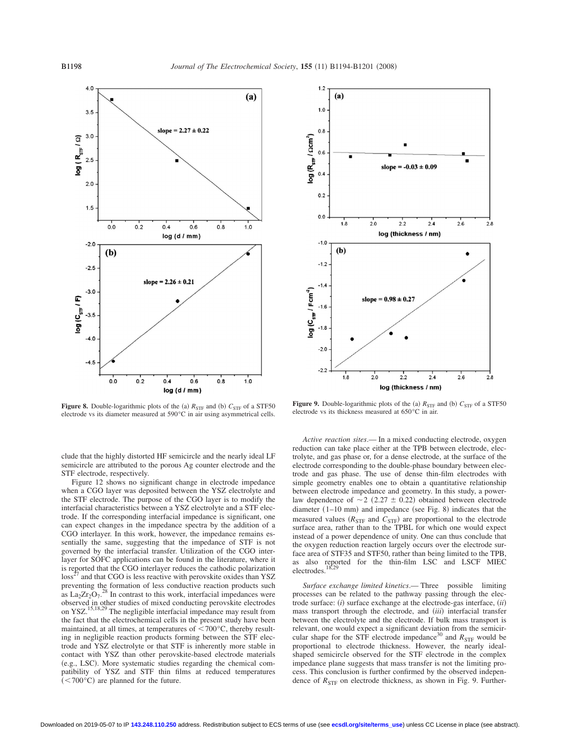Figure 8. Double-logarithmic plots of the (a) $R_{STF}$ and (b) $C_{STF}$ of a STF50 electrode vs its diameter measured at 590°C in air using asymmetrical cells.

Figure 9. Double-logarithmic plots of the (a) $R_{STF}$ and (b) $C_{STF}$ of a STF50 electrode vs its thickness measured at 650°C in air.

clude that the highly distorted HF semicircle and the nearly ideal LF semicircle are attributed to the porous Ag counter electrode and the STF electrode, respectively.

Figure 12 shows no significant change in electrode impedance when a CGO layer was deposited between the YSZ electrolyte and the STF electrode. The purpose of the CGO layer is to modify the interfacial characteristics between a YSZ electrolyte and a STF electrode. If the corresponding interfacial impedance is significant, one can expect changes in the impedance spectra by the addition of a CGO interlayer. In this work, however, the impedance remains essentially the same, suggesting that the impedance of STF is not governed by the interfacial transfer. Utilization of the CGO interlayer for SOFC applications can be found in the literature, where it is reported that the CGO interlayer reduces the cathodic polarization loss[27] and that CGO is less reactive with perovskite oxides than YSZ preventing the formation of less conductive reaction products such as $La_2Zr_2O_7$.[28] In contrast to this work, interfacial impedances were observed in other studies of mixed conducting perovskite electrodes on YSZ.[15,18,29] The negligible interfacial impedance may result from the fact that the electrochemical cells in the present study have been maintained, at all times, at temperatures of <700°C, thereby resulting in negligible reaction products forming between the STF electrode and YSZ electrolyte or that STF is inherently more stable in contact with YSZ than other perovskite-based electrode materials (e.g., LSC). More systematic studies regarding the chemical compatibility of YSZ and STF thin films at reduced temperatures (<700°C) are planned for the future.

*Active reaction sites.*— In a mixed conducting electrode, oxygen reduction can take place either at the TPB between electrode, electrolyte, and gas phase or, for a dense electrode, at the surface of the electrode corresponding to the double-phase boundary between electrode and gas phase. The use of dense thin-film electrodes with simple geometry enables one to obtain a quantitative relationship between electrode impedance and geometry. In this study, a power-law dependence of ~2 (2.27 ± 0.22) obtained between electrode diameter (1–10 mm) and impedance (see Fig. 8) indicates that the measured values ($R_{STF}$ and $C_{STF}$) are proportional to the electrode surface area, rather than to the TPBL for which one would expect instead of a power dependence of unity. One can thus conclude that the oxygen reduction reaction largely occurs over the electrode surface area of STF35 and STF50, rather than being limited to the TPB, as also reported for the thin-film LSC and LSCF MIEC electrodes.[18,29]

*Surface exchange limited kinetics.*— Three possible limiting processes can be related to the pathway passing through the electrode surface: (*i*) surface exchange at the electrode-gas interface, (*ii*) mass transport through the electrode, and (*iii*) interfacial transfer between the electrolyte and the electrode. If bulk mass transport is relevant, one would expect a significant deviation from the semicircular shape for the STF electrode impedance[30] and $R_{STF}$ would be proportional to electrode thickness. However, the nearly ideal-shaped semicircle observed for the STF electrode in the complex impedance plane suggests that mass transfer is not the limiting process. This conclusion is further confirmed by the observed independence of $R_{STF}$ on electrode thickness, as shown in Fig. 9. Further-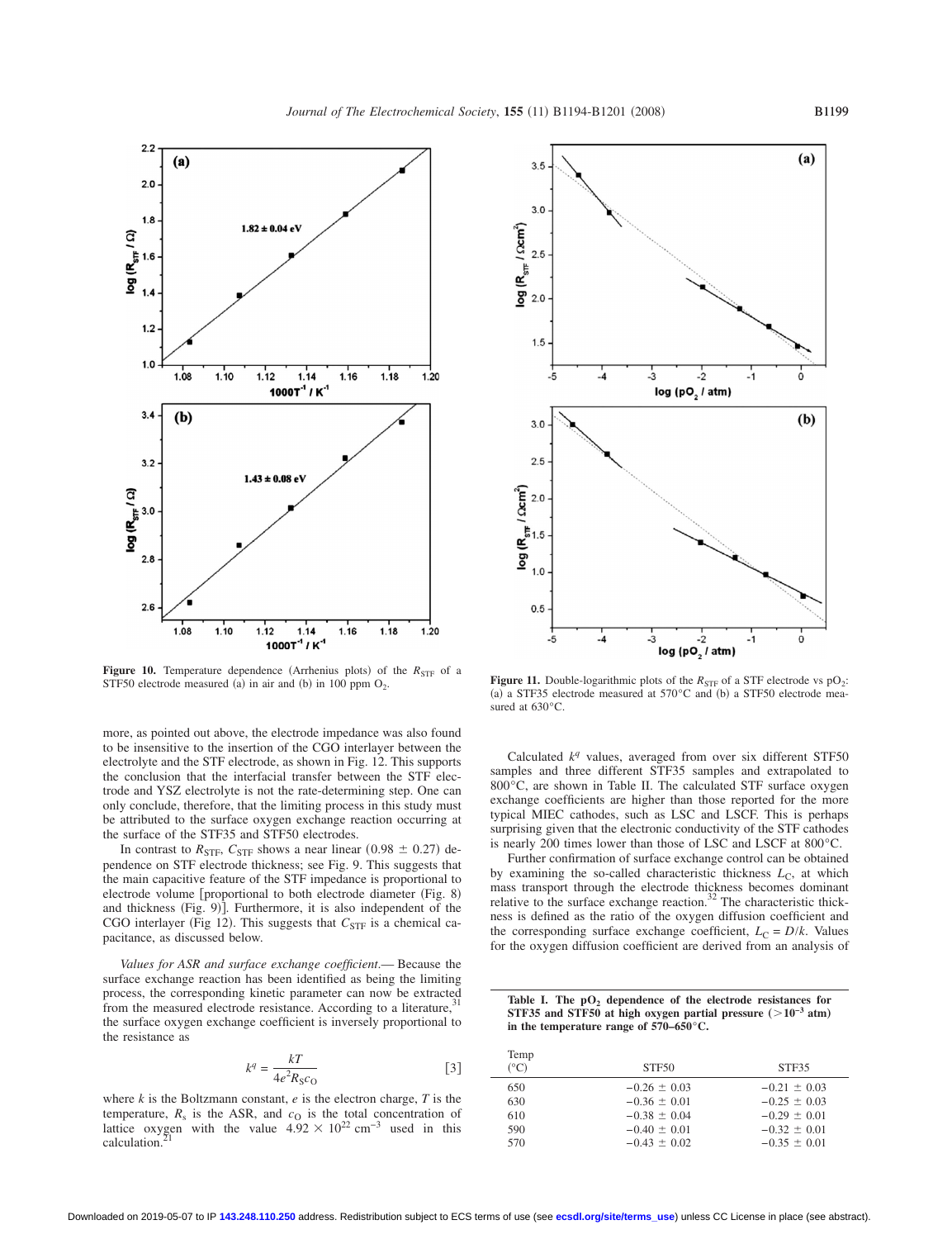Figure 10. Temperature dependence (Arrhenius plots) of the $R_{STF}$ of a STF50 electrode measured (a) in air and (b) in 100 ppm $O_2$.

Figure 11. Double-logarithmic plots of the $R_{STF}$ of a STF electrode vs $pO_2$: (a) a STF35 electrode measured at 570°C and (b) a STF50 electrode measured at 630°C.

more, as pointed out above, the electrode impedance was also found to be insensitive to the insertion of the CGO interlayer between the electrolyte and the STF electrode, as shown in Fig. 12. This supports the conclusion that the interfacial transfer between the STF electrode and YSZ electrolyte is not the rate-determining step. One can only conclude, therefore, that the limiting process in this study must be attributed to the surface oxygen exchange reaction occurring at the surface of the STF35 and STF50 electrodes.

In contrast to $R_{STF}$, $C_{STF}$ shows a near linear $(0.98 \pm 0.27)$ dependence on STF electrode thickness; see Fig. 9. This suggests that the main capacitive feature of the STF impedance is proportional to electrode volume [proportional to both electrode diameter (Fig. 8) and thickness (Fig. 9)]. Furthermore, it is also independent of the CGO interlayer (Fig 12). This suggests that $C_{STF}$ is a chemical capacitance, as discussed below.

*Values for ASR and surface exchange coefficient.*— Because the surface exchange reaction has been identified as being the limiting process, the corresponding kinetic parameter can now be extracted from the measured electrode resistance. According to a literature,[31] the surface oxygen exchange coefficient is inversely proportional to the resistance as

$$k^q = \frac{kT}{4e^2 R_s c_O} \qquad [3]$$

where $k$ is the Boltzmann constant, $e$ is the electron charge, $T$ is the temperature, $R_s$ is the ASR, and $c_O$ is the total concentration of lattice oxygen with the value $4.92 \times 10^{22}$ cm$^{-3}$ used in this calculation.[21]

Calculated $k^q$ values, averaged from over six different STF50 samples and three different STF35 samples and extrapolated to 800°C, are shown in Table II. The calculated STF surface oxygen exchange coefficients are higher than those reported for the more typical MIEC cathodes, such as LSC and LSCF. This is perhaps surprising given that the electronic conductivity of the STF cathodes is nearly 200 times lower than those of LSC and LSCF at 800°C.

Further confirmation of surface exchange control can be obtained by examining the so-called characteristic thickness $L_C$, at which mass transport through the electrode thickness becomes dominant relative to the surface exchange reaction.[32] The characteristic thickness is defined as the ratio of the oxygen diffusion coefficient and the corresponding surface exchange coefficient, $L_C = D/k$. Values for the oxygen diffusion coefficient are derived from an analysis of

**Table I. The $pO_2$ dependence of the electrode resistances for STF35 and STF50 at high oxygen partial pressure ($>10^{-3}$ atm) in the temperature range of 570–650°C.**

| Temp (°C) | STF50 | STF35 |
|---|---|---|
| 650 | −0.26 ± 0.03 | −0.21 ± 0.03 |
| 630 | −0.36 ± 0.01 | −0.25 ± 0.03 |
| 610 | −0.38 ± 0.04 | −0.29 ± 0.01 |
| 590 | −0.40 ± 0.01 | −0.32 ± 0.01 |
| 570 | −0.43 ± 0.02 | −0.35 ± 0.01 |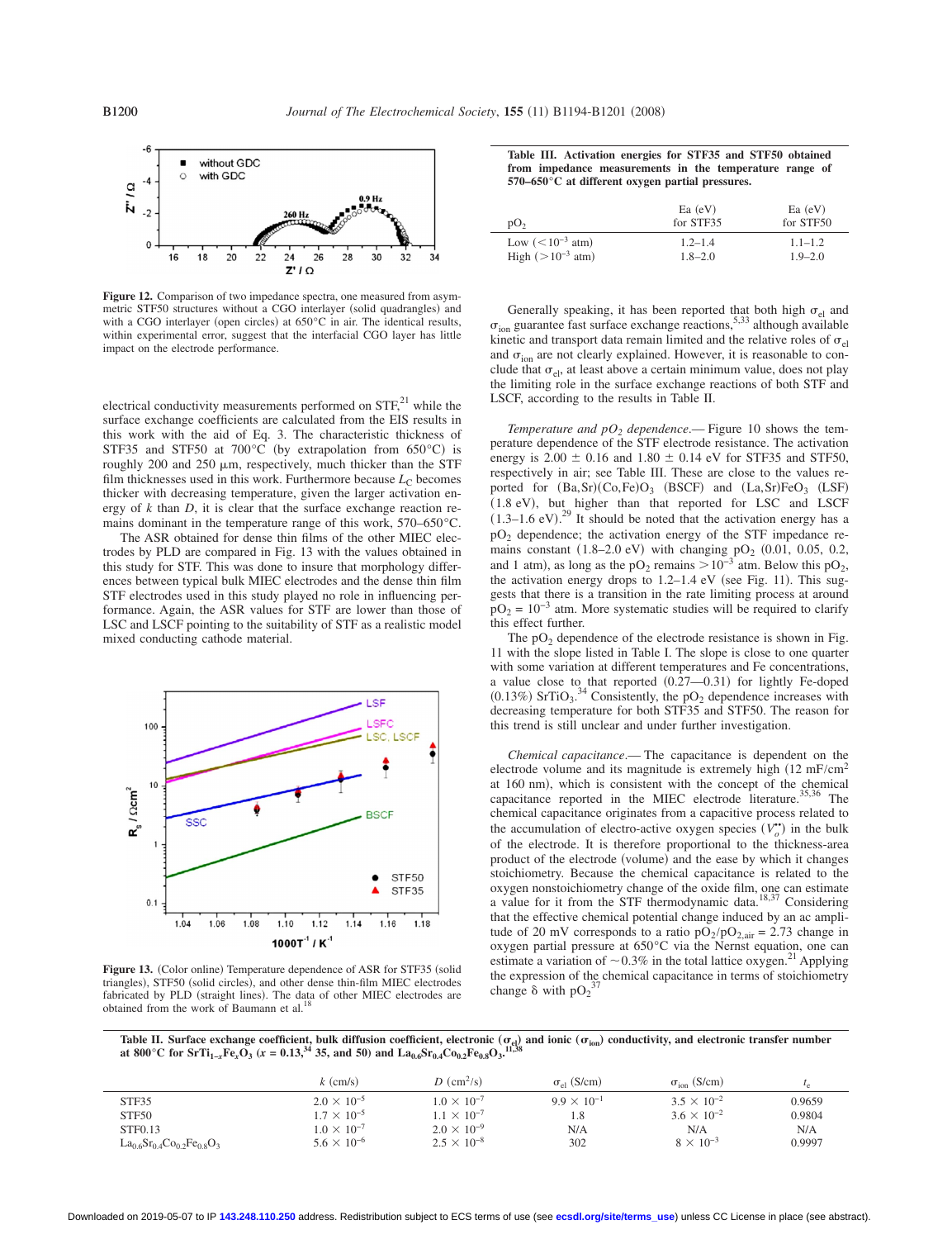Figure 12. Comparison of two impedance spectra, one measured from asymmetric STF50 structures without a CGO interlayer (solid quadrangles) and with a CGO interlayer (open circles) at 650°C in air. The identical results, within experimental error, suggest that the interfacial CGO layer has little impact on the electrode performance.

electrical conductivity measurements performed on STF,[21] while the surface exchange coefficients are calculated from the EIS results in this work with the aid of Eq. 3. The characteristic thickness of STF35 and STF50 at 700°C (by extrapolation from 650°C) is roughly 200 and 250 μm, respectively, much thicker than the STF film thicknesses used in this work. Furthermore because $L_C$ becomes thicker with decreasing temperature, given the larger activation energy of $k$ than $D$, it is clear that the surface exchange reaction remains dominant in the temperature range of this work, 570–650°C.

The ASR obtained for dense thin films of the other MIEC electrodes by PLD are compared in Fig. 13 with the values obtained in this study for STF. This was done to insure that morphology differences between typical bulk MIEC electrodes and the dense thin film STF electrodes used in this study played no role in influencing performance. Again, the ASR values for STF are lower than those of LSC and LSCF pointing to the suitability of STF as a realistic model mixed conducting cathode material.

Figure 13. (Color online) Temperature dependence of ASR for STF35 (solid triangles), STF50 (solid circles), and other dense thin-film MIEC electrodes fabricated by PLD (straight lines). The data of other MIEC electrodes are obtained from the work of Baumann et al.[18]

Table III. Activation energies for STF35 and STF50 obtained from impedance measurements in the temperature range of 570–650°C at different oxygen partial pressures.

| $pO_2$ | Ea (eV) for STF35 | Ea (eV) for STF50 |
|---|---|---|
| Low ($<10^{-3}$ atm) | 1.2–1.4 | 1.1–1.2 |
| High ($>10^{-3}$ atm) | 1.8–2.0 | 1.9–2.0 |

Generally speaking, it has been reported that both high $\sigma_{el}$ and $\sigma_{ion}$ guarantee fast surface exchange reactions,[5,33] although available kinetic and transport data remain limited and the relative roles of $\sigma_{el}$ and $\sigma_{ion}$ are not clearly explained. However, it is reasonable to conclude that $\sigma_{el}$, at least above a certain minimum value, does not play the limiting role in the surface exchange reactions of both STF and LSCF, according to the results in Table II.

*Temperature and $pO_2$ dependence.*— Figure 10 shows the temperature dependence of the STF electrode resistance. The activation energy is 2.00 ± 0.16 and 1.80 ± 0.14 eV for STF35 and STF50, respectively in air; see Table III. These are close to the values reported for $(Ba,Sr)(Co,Fe)O_3$ (BSCF) and $(La,Sr)FeO_3$ (LSF) (1.8 eV), but higher than that reported for LSC and LSCF (1.3–1.6 eV).[29] It should be noted that the activation energy has a $pO_2$ dependence; the activation energy of the STF impedance remains constant (1.8–2.0 eV) with changing $pO_2$ (0.01, 0.05, 0.2, and 1 atm), as long as the $pO_2$ remains $>10^{-3}$ atm. Below this $pO_2$, the activation energy drops to 1.2–1.4 eV (see Fig. 11). This suggests that there is a transition in the rate limiting process at around $pO_2 = 10^{-3}$ atm. More systematic studies will be required to clarify this effect further.

The $pO_2$ dependence of the electrode resistance is shown in Fig. 11 with the slope listed in Table I. The slope is close to one quarter with some variation at different temperatures and Fe concentrations, a value close to that reported (0.27—0.31) for lightly Fe-doped (0.13%) $SrTiO_3$.[34] Consistently, the $pO_2$ dependence increases with decreasing temperature for both STF35 and STF50. The reason for this trend is still unclear and under further investigation.

*Chemical capacitance.*— The capacitance is dependent on the electrode volume and its magnitude is extremely high (12 mF/cm$^2$ at 160 nm), which is consistent with the concept of the chemical capacitance reported in the MIEC electrode literature.[35,36] The chemical capacitance originates from a capacitive process related to the accumulation of electro-active oxygen species ($V_o^{\bullet\bullet}$) in the bulk of the electrode. It is therefore proportional to the thickness-area product of the electrode (volume) and the ease by which it changes stoichiometry. Because the chemical capacitance is related to the oxygen nonstoichiometry change of the oxide film, one can estimate a value for it from the STF thermodynamic data.[18,37] Considering that the effective chemical potential change induced by an ac amplitude of 20 mV corresponds to a ratio $pO_2/pO_{2,air} = 2.73$ change in oxygen partial pressure at 650°C via the Nernst equation, one can estimate a variation of ~0.3% in the total lattice oxygen.[21] Applying the expression of the chemical capacitance in terms of stoichiometry change δ with $pO_2$[37]

Table II. Surface exchange coefficient, bulk diffusion coefficient, electronic ($\sigma_{el}$) and ionic ($\sigma_{ion}$) conductivity, and electronic transfer number at 800°C for $SrTi_{1-x}Fe_xO_3$ ($x = 0.13$,[34] 35, and 50) and $La_{0.6}Sr_{0.4}Co_{0.2}Fe_{0.8}O_3$.[11,38]

| | $k$ (cm/s) | $D$ (cm$^2$/s) | $\sigma_{el}$ (S/cm) | $\sigma_{ion}$ (S/cm) | $t_e$ |
|---|---|---|---|---|---|
| STF35 | $2.0 \times 10^{-5}$ | $1.0 \times 10^{-7}$ | $9.9 \times 10^{-1}$ | $3.5 \times 10^{-2}$ | 0.9659 |
| STF50 | $1.7 \times 10^{-5}$ | $1.1 \times 10^{-7}$ | 1.8 | $3.6 \times 10^{-2}$ | 0.9804 |
| STF0.13 | $1.0 \times 10^{-7}$ | $2.0 \times 10^{-9}$ | N/A | N/A | N/A |
| $La_{0.6}Sr_{0.4}Co_{0.2}Fe_{0.8}O_3$ | $5.6 \times 10^{-6}$ | $2.5 \times 10^{-8}$ | 302 | $8 \times 10^{-3}$ | 0.9997 |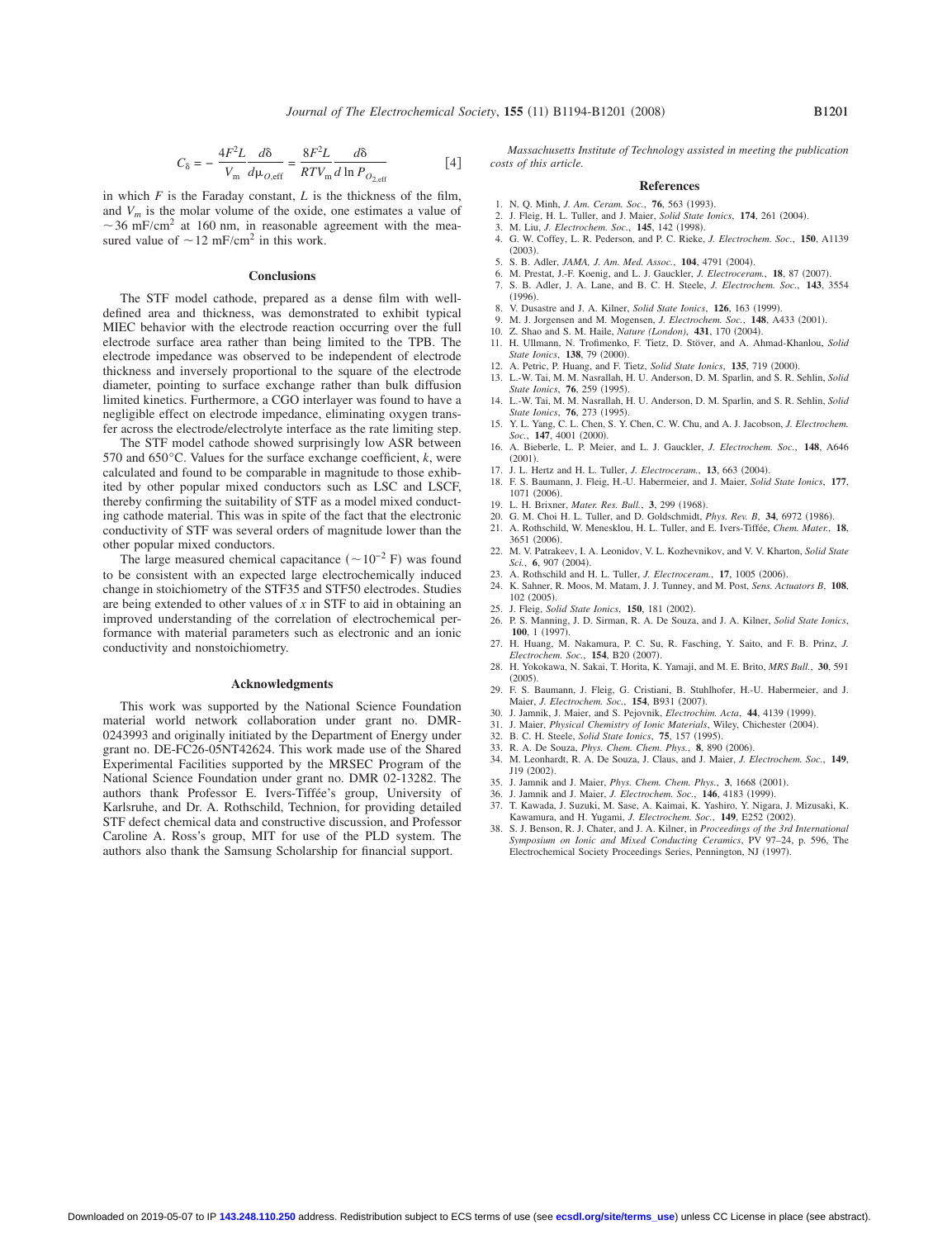$$C_\delta = -\frac{4F^2L}{V_m}\frac{d\delta}{d\mu_{O,\text{eff}}} = \frac{8F^2L}{RTV_m}\frac{d\delta}{d\ln P_{O_{2,\text{eff}}}} \qquad [4]$$

in which $F$ is the Faraday constant, $L$ is the thickness of the film, and $V_m$ is the molar volume of the oxide, one estimates a value of $\sim 36$ mF/cm$^2$ at 160 nm, in reasonable agreement with the measured value of $\sim 12$ mF/cm$^2$ in this work.

## Conclusions

The STF model cathode, prepared as a dense film with well-defined area and thickness, was demonstrated to exhibit typical MIEC behavior with the electrode reaction occurring over the full electrode surface area rather than being limited to the TPB. The electrode impedance was observed to be independent of electrode thickness and inversely proportional to the square of the electrode diameter, pointing to surface exchange rather than bulk diffusion limited kinetics. Furthermore, a CGO interlayer was found to have a negligible effect on electrode impedance, eliminating oxygen transfer across the electrode/electrolyte interface as the rate limiting step.

The STF model cathode showed surprisingly low ASR between 570 and 650°C. Values for the surface exchange coefficient, $k$, were calculated and found to be comparable in magnitude to those exhibited by other popular mixed conductors such as LSC and LSCF, thereby confirming the suitability of STF as a model mixed conducting cathode material. This was in spite of the fact that the electronic conductivity of STF was several orders of magnitude lower than the other popular mixed conductors.

The large measured chemical capacitance ($\sim 10^{-2}$ F) was found to be consistent with an expected large electrochemically induced change in stoichiometry of the STF35 and STF50 electrodes. Studies are being extended to other values of $x$ in STF to aid in obtaining an improved understanding of the correlation of electrochemical performance with material parameters such as electronic and an ionic conductivity and nonstoichiometry.

## Acknowledgments

This work was supported by the National Science Foundation material world network collaboration under grant no. DMR-0243993 and originally initiated by the Department of Energy under grant no. DE-FC26-05NT42624. This work made use of the Shared Experimental Facilities supported by the MRSEC Program of the National Science Foundation under grant no. DMR 02-13282. The authors thank Professor E. Ivers-Tiffée's group, University of Karlsruhe, and Dr. A. Rothschild, Technion, for providing detailed STF defect chemical data and constructive discussion, and Professor Caroline A. Ross's group, MIT for use of the PLD system. The authors also thank the Samsung Scholarship for financial support.

*Massachusetts Institute of Technology assisted in meeting the publication costs of this article.*

## References

1. N. Q. Minh, *J. Am. Ceram. Soc.*, **76**, 563 (1993).
2. J. Fleig, H. L. Tuller, and J. Maier, *Solid State Ionics*, **174**, 261 (2004).
3. M. Liu, *J. Electrochem. Soc.*, **145**, 142 (1998).
4. G. W. Coffey, L. R. Pederson, and P. C. Rieke, *J. Electrochem. Soc.*, **150**, A1139 (2003).
5. S. B. Adler, *JAMA, J. Am. Med. Assoc.*, **104**, 4791 (2004).
6. M. Prestat, J.-F. Koenig, and L. J. Gauckler, *J. Electroceram.*, **18**, 87 (2007).
7. S. B. Adler, J. A. Lane, and B. C. H. Steele, *J. Electrochem. Soc.*, **143**, 3554 (1996).
8. V. Dusastre and J. A. Kilner, *Solid State Ionics*, **126**, 163 (1999).
9. M. J. Jorgensen and M. Mogensen, *J. Electrochem. Soc.*, **148**, A433 (2001).
10. Z. Shao and S. M. Haile, *Nature (London)*, **431**, 170 (2004).
11. H. Ullmann, N. Trofimenko, F. Tietz, D. Stöver, and A. Ahmad-Khanlou, *Solid State Ionics*, **138**, 79 (2000).
12. A. Petric, P. Huang, and F. Tietz, *Solid State Ionics*, **135**, 719 (2000).
13. L.-W. Tai, M. M. Nasrallah, H. U. Anderson, D. M. Sparlin, and S. R. Sehlin, *Solid State Ionics*, **76**, 259 (1995).
14. L.-W. Tai, M. M. Nasrallah, H. U. Anderson, D. M. Sparlin, and S. R. Sehlin, *Solid State Ionics*, **76**, 273 (1995).
15. Y. L. Yang, C. L. Chen, S. Y. Chen, C. W. Chu, and A. J. Jacobson, *J. Electrochem. Soc.*, **147**, 4001 (2000).
16. A. Bieberle, L. P. Meier, and L. J. Gauckler, *J. Electrochem. Soc.*, **148**, A646 (2001).
17. J. L. Hertz and H. L. Tuller, *J. Electroceram.*, **13**, 663 (2004).
18. F. S. Baumann, J. Fleig, H.-U. Habermeier, and J. Maier, *Solid State Ionics*, **177**, 1071 (2006).
19. L. H. Brixner, *Mater. Res. Bull.*, **3**, 299 (1968).
20. G. M. Choi H. L. Tuller, and D. Goldschmidt, *Phys. Rev. B*, **34**, 6972 (1986).
21. A. Rothschild, W. Menesklou, H. L. Tuller, and E. Ivers-Tiffée, *Chem. Mater.*, **18**, 3651 (2006).
22. M. V. Patrakeev, I. A. Leonidov, V. L. Kozhevnikov, and V. V. Kharton, *Solid State Sci.*, **6**, 907 (2004).
23. A. Rothschild and H. L. Tuller, *J. Electroceram.*, **17**, 1005 (2006).
24. K. Sahner, R. Moos, M. Matam, J. J. Tunney, and M. Post, *Sens. Actuators B*, **108**, 102 (2005).
25. J. Fleig, *Solid State Ionics*, **150**, 181 (2002).
26. P. S. Manning, J. D. Sirman, R. A. De Souza, and J. A. Kilner, *Solid State Ionics*, **100**, 1 (1997).
27. H. Huang, M. Nakamura, P. C. Su, R. Fasching, Y. Saito, and F. B. Prinz, *J. Electrochem. Soc.*, **154**, B20 (2007).
28. H. Yokokawa, N. Sakai, T. Horita, K. Yamaji, and M. E. Brito, *MRS Bull.*, **30**, 591 (2005).
29. F. S. Baumann, J. Fleig, G. Cristiani, B. Stuhlhofer, H.-U. Habermeier, and J. Maier, *J. Electrochem. Soc.*, **154**, B931 (2007).
30. J. Jamnik, J. Maier, and S. Pejovnik, *Electrochim. Acta*, **44**, 4139 (1999).
31. J. Maier, *Physical Chemistry of Ionic Materials*, Wiley, Chichester (2004).
32. B. C. H. Steele, *Solid State Ionics*, **75**, 157 (1995).
33. R. A. De Souza, *Phys. Chem. Chem. Phys.*, **8**, 890 (2006).
34. M. Leonhardt, R. A. De Souza, J. Claus, and J. Maier, *J. Electrochem. Soc.*, **149**, J19 (2002).
35. J. Jamnik and J. Maier, *Phys. Chem. Chem. Phys.*, **3**, 1668 (2001).
36. J. Jamnik and J. Maier, *J. Electrochem. Soc.*, **146**, 4183 (1999).
37. T. Kawada, J. Suzuki, M. Sase, A. Kaimai, K. Yashiro, Y. Nigara, J. Mizusaki, K. Kawamura, and H. Yugami, *J. Electrochem. Soc.*, **149**, E252 (2002).
38. S. J. Benson, R. J. Chater, and J. A. Kilner, in *Proceedings of the 3rd International Symposium on Ionic and Mixed Conducting Ceramics*, PV 97–24, p. 596, The Electrochemical Society Proceedings Series, Pennington, NJ (1997).